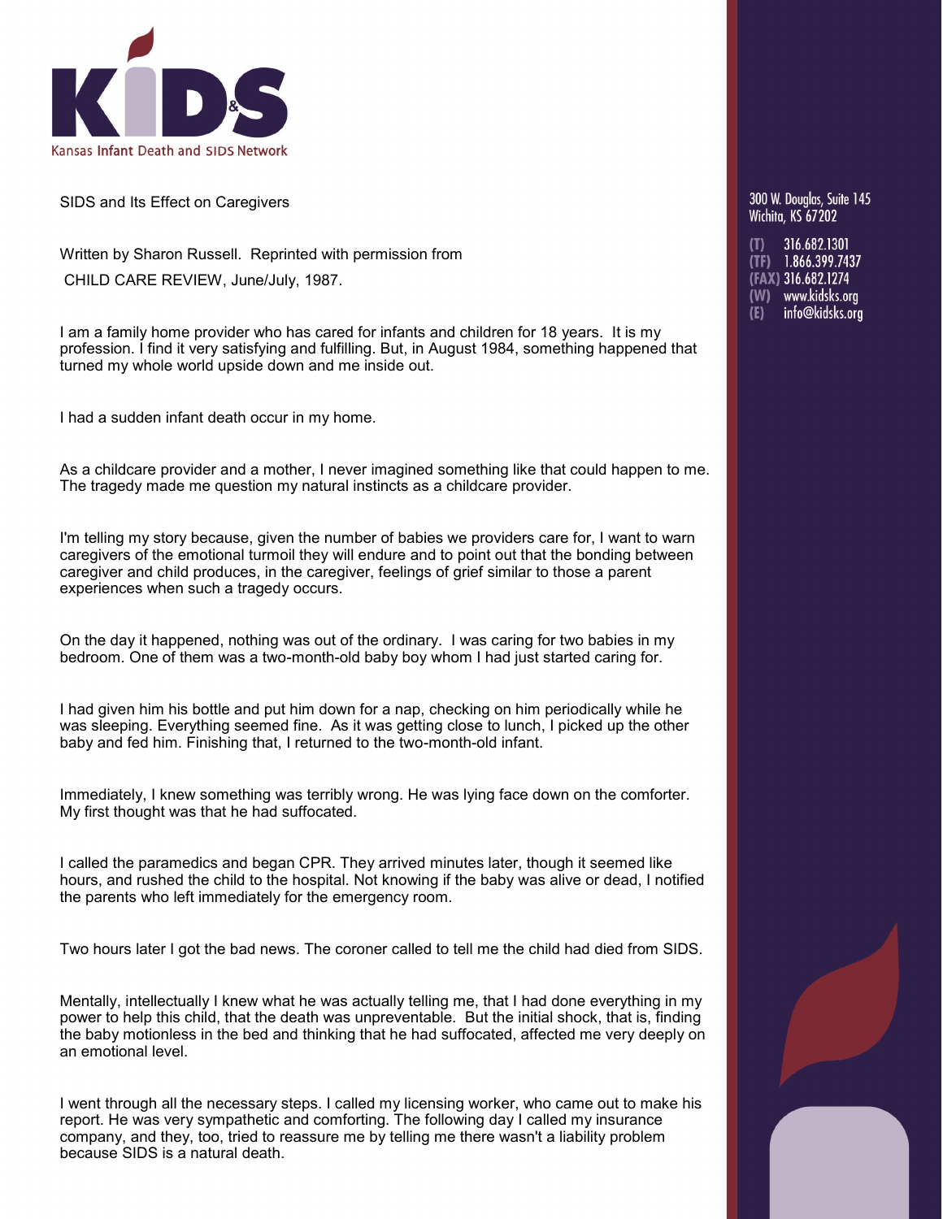# KIDS

Kansas Infant Death and SIDS Network

300 W. Douglas, Suite 145
Wichita, KS 67202

(T) 316.682.1301
(TF) 1.866.399.7437
(FAX) 316.682.1274
(W) www.kidsks.org
(E) info@kidsks.org

## SIDS and Its Effect on Caregivers

Written by Sharon Russell. Reprinted with permission from CHILD CARE REVIEW, June/July, 1987.

I am a family home provider who has cared for infants and children for 18 years. It is my profession. I find it very satisfying and fulfilling. But, in August 1984, something happened that turned my whole world upside down and me inside out.

I had a sudden infant death occur in my home.

As a childcare provider and a mother, I never imagined something like that could happen to me. The tragedy made me question my natural instincts as a childcare provider.

I'm telling my story because, given the number of babies we providers care for, I want to warn caregivers of the emotional turmoil they will endure and to point out that the bonding between caregiver and child produces, in the caregiver, feelings of grief similar to those a parent experiences when such a tragedy occurs.

On the day it happened, nothing was out of the ordinary. I was caring for two babies in my bedroom. One of them was a two-month-old baby boy whom I had just started caring for.

I had given him his bottle and put him down for a nap, checking on him periodically while he was sleeping. Everything seemed fine. As it was getting close to lunch, I picked up the other baby and fed him. Finishing that, I returned to the two-month-old infant.

Immediately, I knew something was terribly wrong. He was lying face down on the comforter. My first thought was that he had suffocated.

I called the paramedics and began CPR. They arrived minutes later, though it seemed like hours, and rushed the child to the hospital. Not knowing if the baby was alive or dead, I notified the parents who left immediately for the emergency room.

Two hours later I got the bad news. The coroner called to tell me the child had died from SIDS.

Mentally, intellectually I knew what he was actually telling me, that I had done everything in my power to help this child, that the death was unpreventable. But the initial shock, that is, finding the baby motionless in the bed and thinking that he had suffocated, affected me very deeply on an emotional level.

I went through all the necessary steps. I called my licensing worker, who came out to make his report. He was very sympathetic and comforting. The following day I called my insurance company, and they, too, tried to reassure me by telling me there wasn't a liability problem because SIDS is a natural death.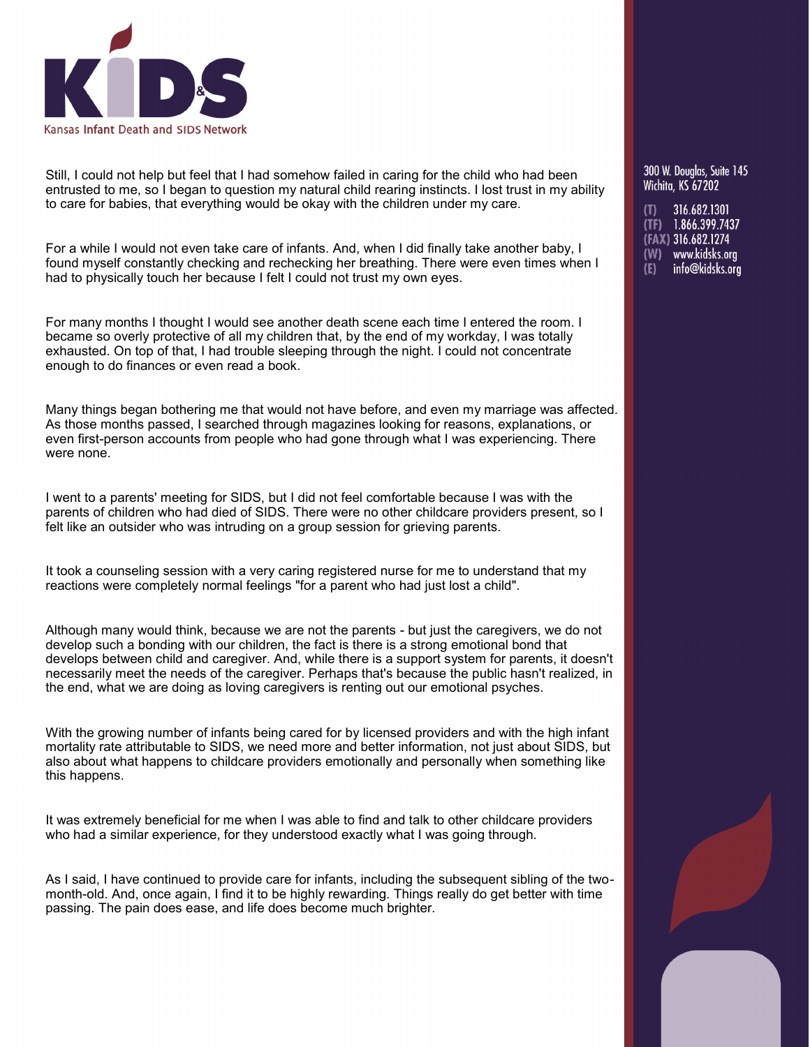Still, I could not help but feel that I had somehow failed in caring for the child who had been entrusted to me, so I began to question my natural child rearing instincts. I lost trust in my ability to care for babies, that everything would be okay with the children under my care.

For a while I would not even take care of infants. And, when I did finally take another baby, I found myself constantly checking and rechecking her breathing. There were even times when I had to physically touch her because I felt I could not trust my own eyes.

For many months I thought I would see another death scene each time I entered the room. I became so overly protective of all my children that, by the end of my workday, I was totally exhausted. On top of that, I had trouble sleeping through the night. I could not concentrate enough to do finances or even read a book.

Many things began bothering me that would not have before, and even my marriage was affected. As those months passed, I searched through magazines looking for reasons, explanations, or even first-person accounts from people who had gone through what I was experiencing. There were none.

I went to a parents' meeting for SIDS, but I did not feel comfortable because I was with the parents of children who had died of SIDS. There were no other childcare providers present, so I felt like an outsider who was intruding on a group session for grieving parents.

It took a counseling session with a very caring registered nurse for me to understand that my reactions were completely normal feelings "for a parent who had just lost a child".

Although many would think, because we are not the parents - but just the caregivers, we do not develop such a bonding with our children, the fact is there is a strong emotional bond that develops between child and caregiver. And, while there is a support system for parents, it doesn't necessarily meet the needs of the caregiver. Perhaps that's because the public hasn't realized, in the end, what we are doing as loving caregivers is renting out our emotional psyches.

With the growing number of infants being cared for by licensed providers and with the high infant mortality rate attributable to SIDS, we need more and better information, not just about SIDS, but also about what happens to childcare providers emotionally and personally when something like this happens.

It was extremely beneficial for me when I was able to find and talk to other childcare providers who had a similar experience, for they understood exactly what I was going through.

As I said, I have continued to provide care for infants, including the subsequent sibling of the two-month-old. And, once again, I find it to be highly rewarding. Things really do get better with time passing. The pain does ease, and life does become much brighter.